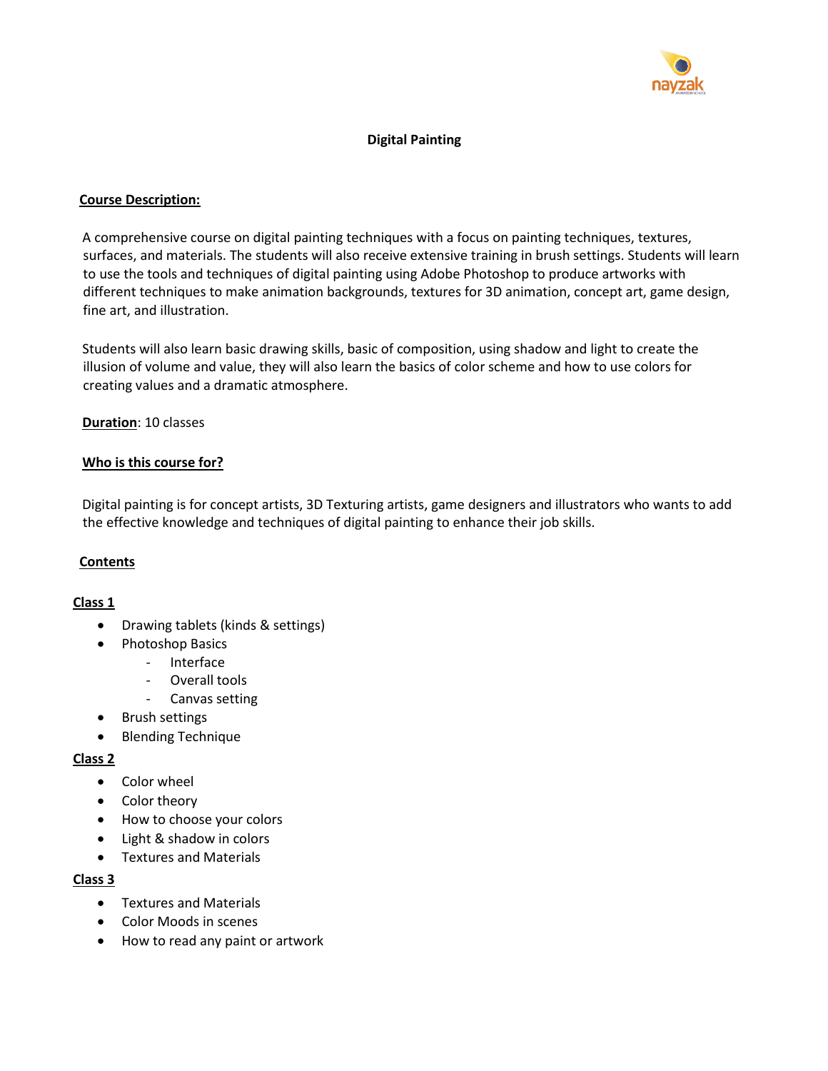# Digital Painting

## Course Description:

A comprehensive course on digital painting techniques with a focus on painting techniques, textures, surfaces, and materials. The students will also receive extensive training in brush settings. Students will learn to use the tools and techniques of digital painting using Adobe Photoshop to produce artworks with different techniques to make animation backgrounds, textures for 3D animation, concept art, game design, fine art, and illustration.

Students will also learn basic drawing skills, basic of composition, using shadow and light to create the illusion of volume and value, they will also learn the basics of color scheme and how to use colors for creating values and a dramatic atmosphere.

**Duration**: 10 classes

## Who is this course for?

Digital painting is for concept artists, 3D Texturing artists, game designers and illustrators who wants to add the effective knowledge and techniques of digital painting to enhance their job skills.

## Contents

### Class 1

- Drawing tablets (kinds & settings)
- Photoshop Basics
  - Interface
  - Overall tools
  - Canvas setting
- Brush settings
- Blending Technique

### Class 2

- Color wheel
- Color theory
- How to choose your colors
- Light & shadow in colors
- Textures and Materials

### Class 3

- Textures and Materials
- Color Moods in scenes
- How to read any paint or artwork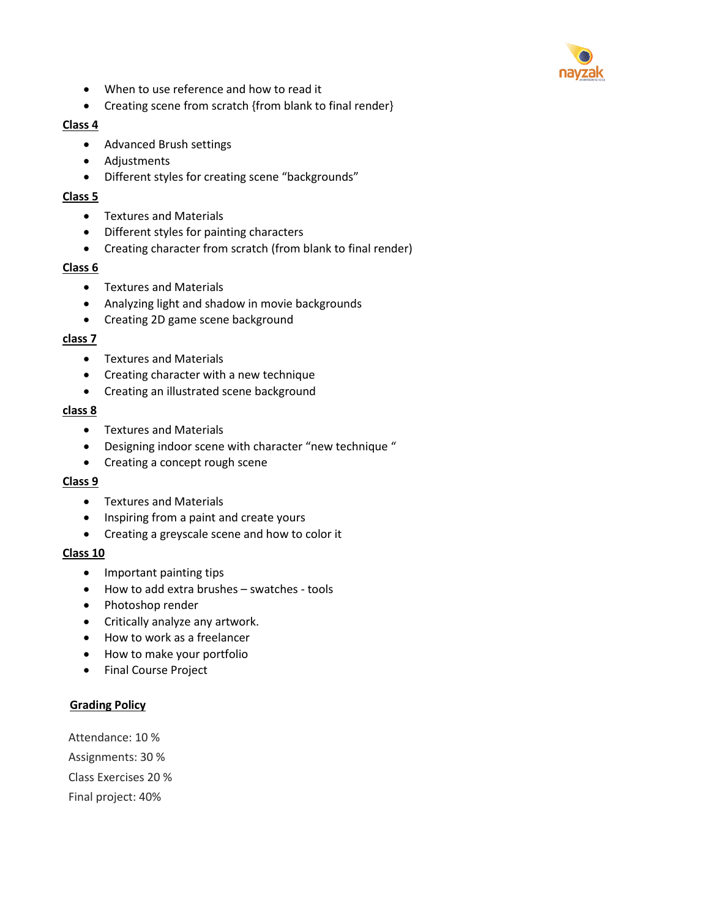- When to use reference and how to read it
- Creating scene from scratch {from blank to final render}

**Class 4**

- Advanced Brush settings
- Adjustments
- Different styles for creating scene "backgrounds"

**Class 5**

- Textures and Materials
- Different styles for painting characters
- Creating character from scratch (from blank to final render)

**Class 6**

- Textures and Materials
- Analyzing light and shadow in movie backgrounds
- Creating 2D game scene background

**class 7**

- Textures and Materials
- Creating character with a new technique
- Creating an illustrated scene background

**class 8**

- Textures and Materials
- Designing indoor scene with character "new technique "
- Creating a concept rough scene

**Class 9**

- Textures and Materials
- Inspiring from a paint and create yours
- Creating a greyscale scene and how to color it

**Class 10**

- Important painting tips
- How to add extra brushes – swatches - tools
- Photoshop render
- Critically analyze any artwork.
- How to work as a freelancer
- How to make your portfolio
- Final Course Project

**Grading Policy**

Attendance: 10 %

Assignments: 30 %

Class Exercises 20 %

Final project: 40%